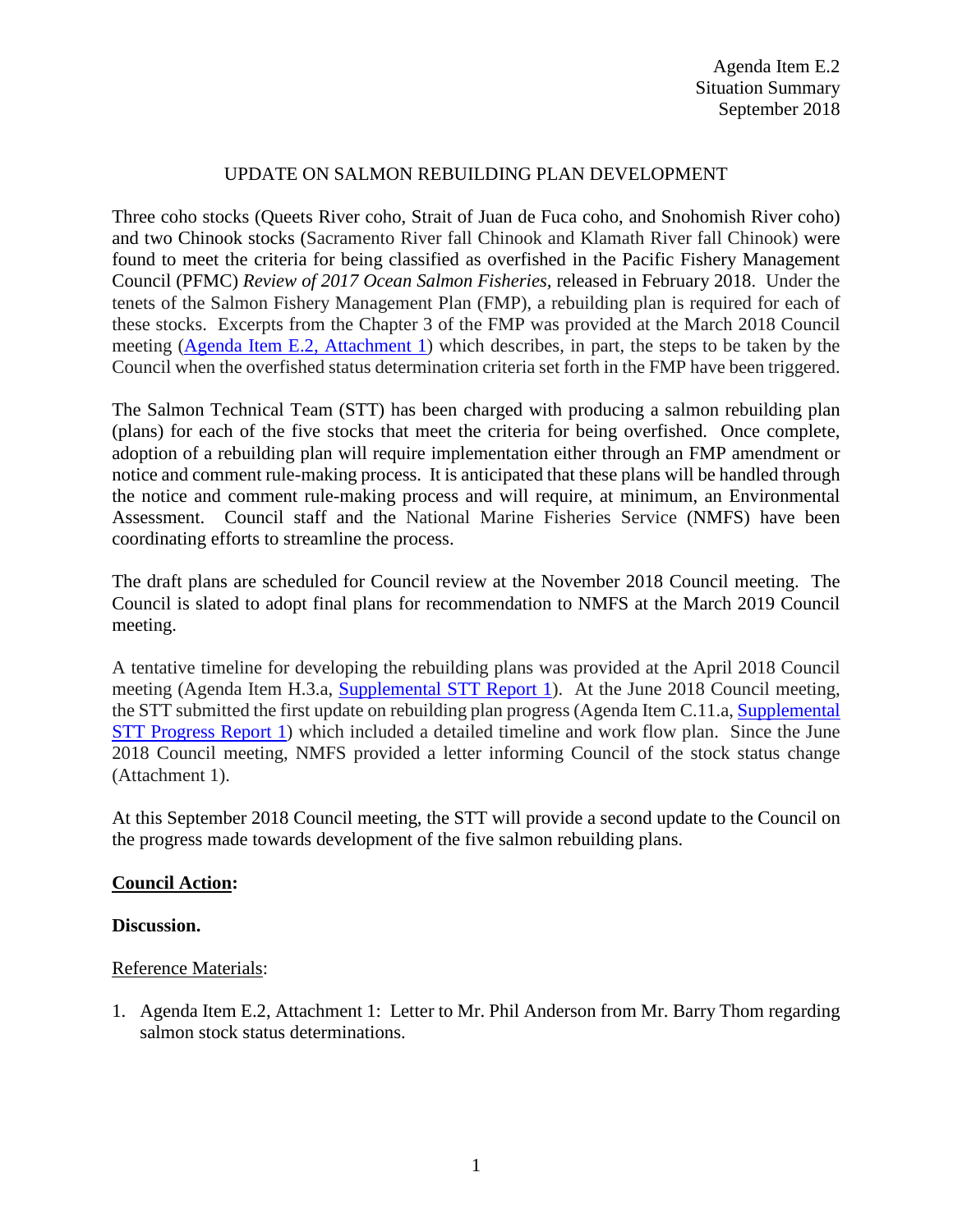Agenda Item E.2
Situation Summary
September 2018

# UPDATE ON SALMON REBUILDING PLAN DEVELOPMENT

Three coho stocks (Queets River coho, Strait of Juan de Fuca coho, and Snohomish River coho) and two Chinook stocks (Sacramento River fall Chinook and Klamath River fall Chinook) were found to meet the criteria for being classified as overfished in the Pacific Fishery Management Council (PFMC) *Review of 2017 Ocean Salmon Fisheries*, released in February 2018. Under the tenets of the Salmon Fishery Management Plan (FMP), a rebuilding plan is required for each of these stocks. Excerpts from the Chapter 3 of the FMP was provided at the March 2018 Council meeting (Agenda Item E.2, Attachment 1) which describes, in part, the steps to be taken by the Council when the overfished status determination criteria set forth in the FMP have been triggered.

The Salmon Technical Team (STT) has been charged with producing a salmon rebuilding plan (plans) for each of the five stocks that meet the criteria for being overfished. Once complete, adoption of a rebuilding plan will require implementation either through an FMP amendment or notice and comment rule-making process. It is anticipated that these plans will be handled through the notice and comment rule-making process and will require, at minimum, an Environmental Assessment. Council staff and the National Marine Fisheries Service (NMFS) have been coordinating efforts to streamline the process.

The draft plans are scheduled for Council review at the November 2018 Council meeting. The Council is slated to adopt final plans for recommendation to NMFS at the March 2019 Council meeting.

A tentative timeline for developing the rebuilding plans was provided at the April 2018 Council meeting (Agenda Item H.3.a, Supplemental STT Report 1). At the June 2018 Council meeting, the STT submitted the first update on rebuilding plan progress (Agenda Item C.11.a, Supplemental STT Progress Report 1) which included a detailed timeline and work flow plan. Since the June 2018 Council meeting, NMFS provided a letter informing Council of the stock status change (Attachment 1).

At this September 2018 Council meeting, the STT will provide a second update to the Council on the progress made towards development of the five salmon rebuilding plans.

**Council Action:**

**Discussion.**

Reference Materials:

1. Agenda Item E.2, Attachment 1: Letter to Mr. Phil Anderson from Mr. Barry Thom regarding salmon stock status determinations.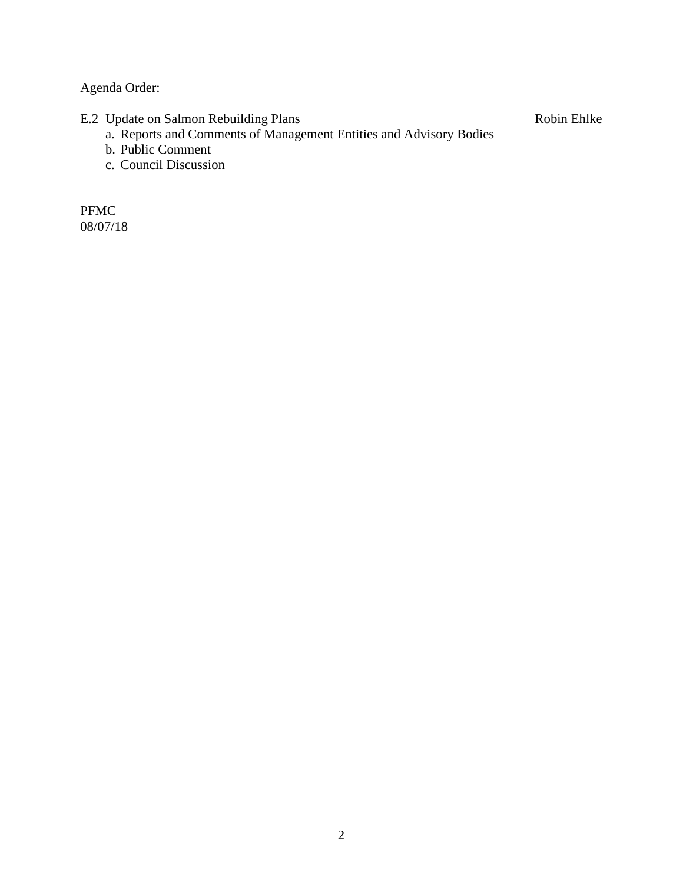<u>Agenda Order</u>:

E.2 Update on Salmon Rebuilding Plans — Robin Ehlke

a. Reports and Comments of Management Entities and Advisory Bodies
b. Public Comment
c. Council Discussion

PFMC
08/07/18